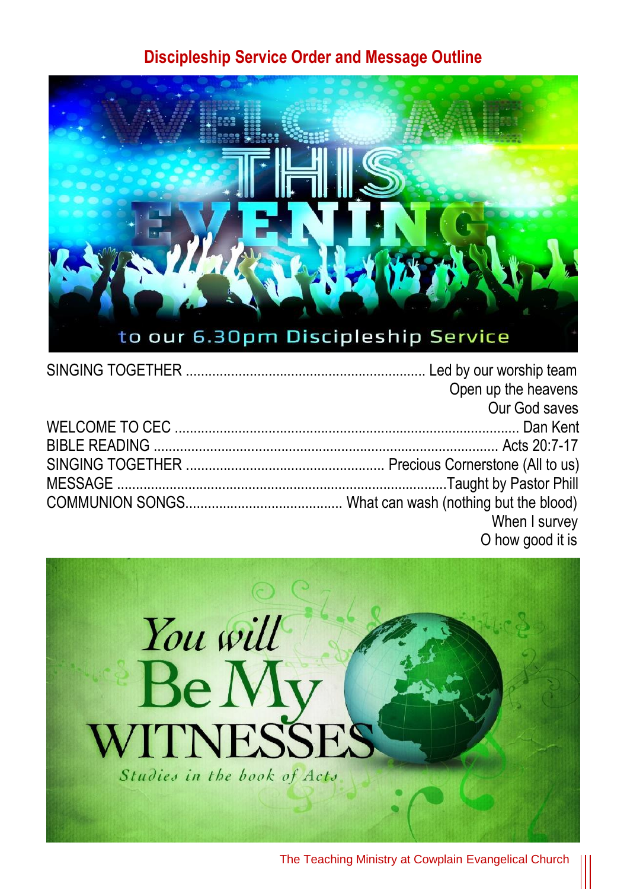# Discipleship Service Order and Message Outline

SINGING TOGETHER ................................................................ Led by our worship team
Open up the heavens
Our God saves

WELCOME TO CEC ........................................................................................... Dan Kent

BIBLE READING ........................................................................................... Acts 20:7-17

SINGING TOGETHER ................................................... Precious Cornerstone (All to us)

MESSAGE ......................................................................................Taught by Pastor Phill

COMMUNION SONGS.......................................... What can wash (nothing but the blood)
When I survey
O how good it is

The Teaching Ministry at Cowplain Evangelical Church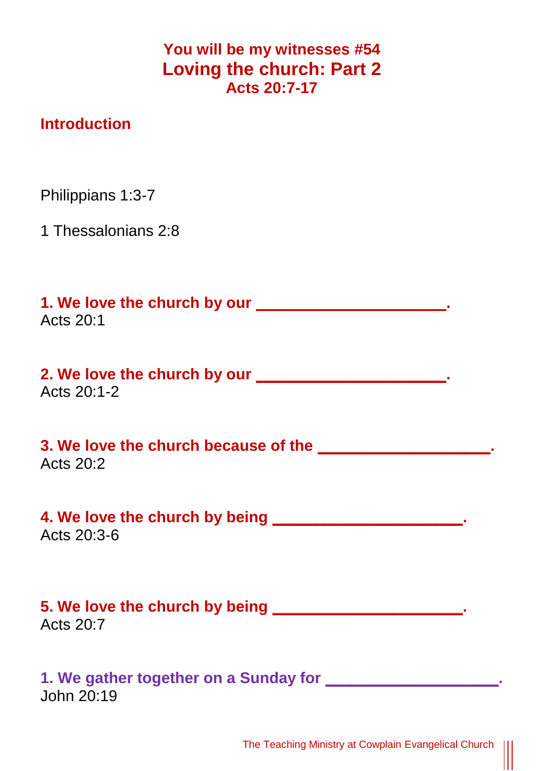# You will be my witnesses #54
## Loving the church: Part 2
### Acts 20:7-17

## Introduction

Philippians 1:3-7

1 Thessalonians 2:8

**1. We love the church by our _____________________.**
Acts 20:1

**2. We love the church by our _____________________.**
Acts 20:1-2

**3. We love the church because of the ___________________.**
Acts 20:2

**4. We love the church by being _____________________.**
Acts 20:3-6

**5. We love the church by being _____________________.**
Acts 20:7

**1. We gather together on a Sunday for ___________________.**
John 20:19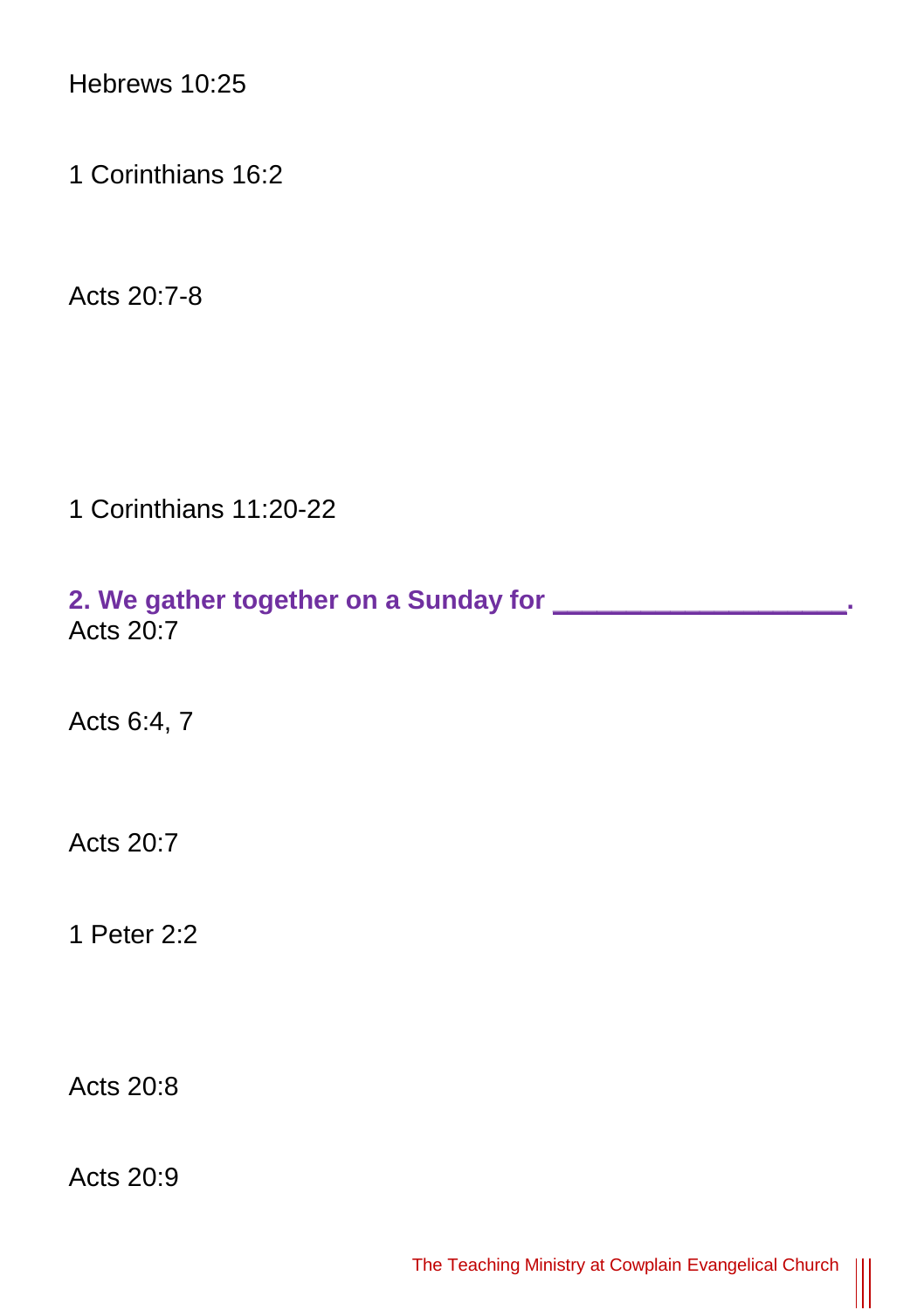Hebrews 10:25

1 Corinthians 16:2

Acts 20:7-8

1 Corinthians 11:20-22

**2. We gather together on a Sunday for __________________.**

Acts 20:7

Acts 6:4, 7

Acts 20:7

1 Peter 2:2

Acts 20:8

Acts 20:9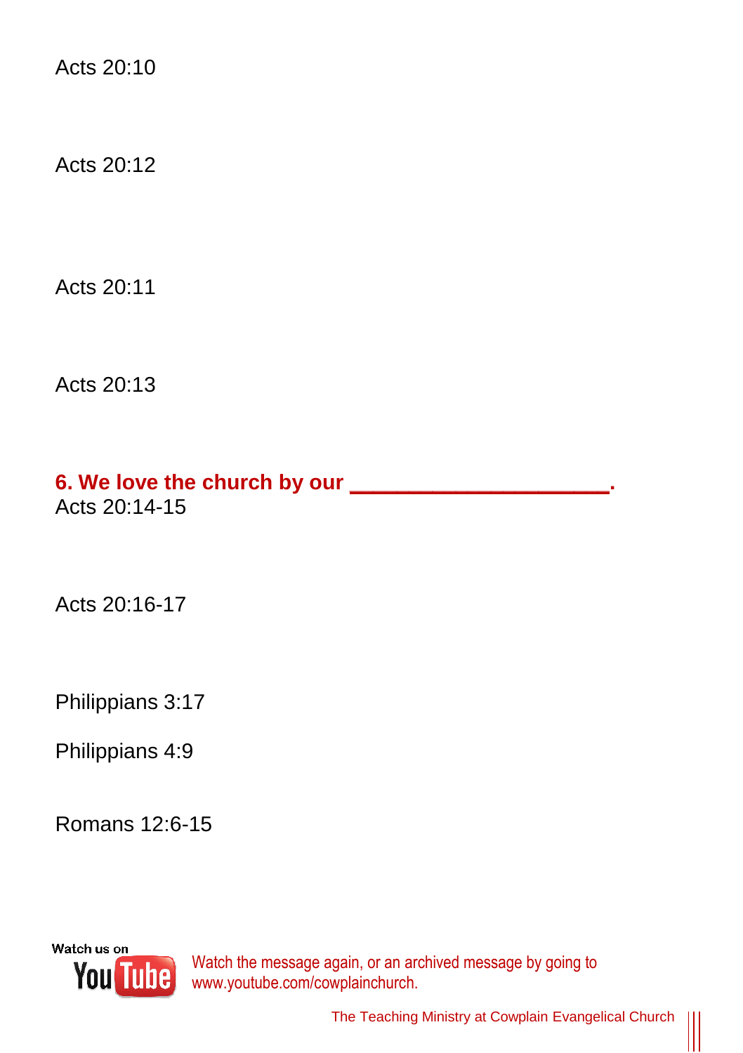Acts 20:10

Acts 20:12

Acts 20:11

Acts 20:13

**6. We love the church by our ___________________.**

Acts 20:14-15

Acts 20:16-17

Philippians 3:17

Philippians 4:9

Romans 12:6-15

Watch us on YouTube

Watch the message again, or an archived message by going to www.youtube.com/cowplainchurch.